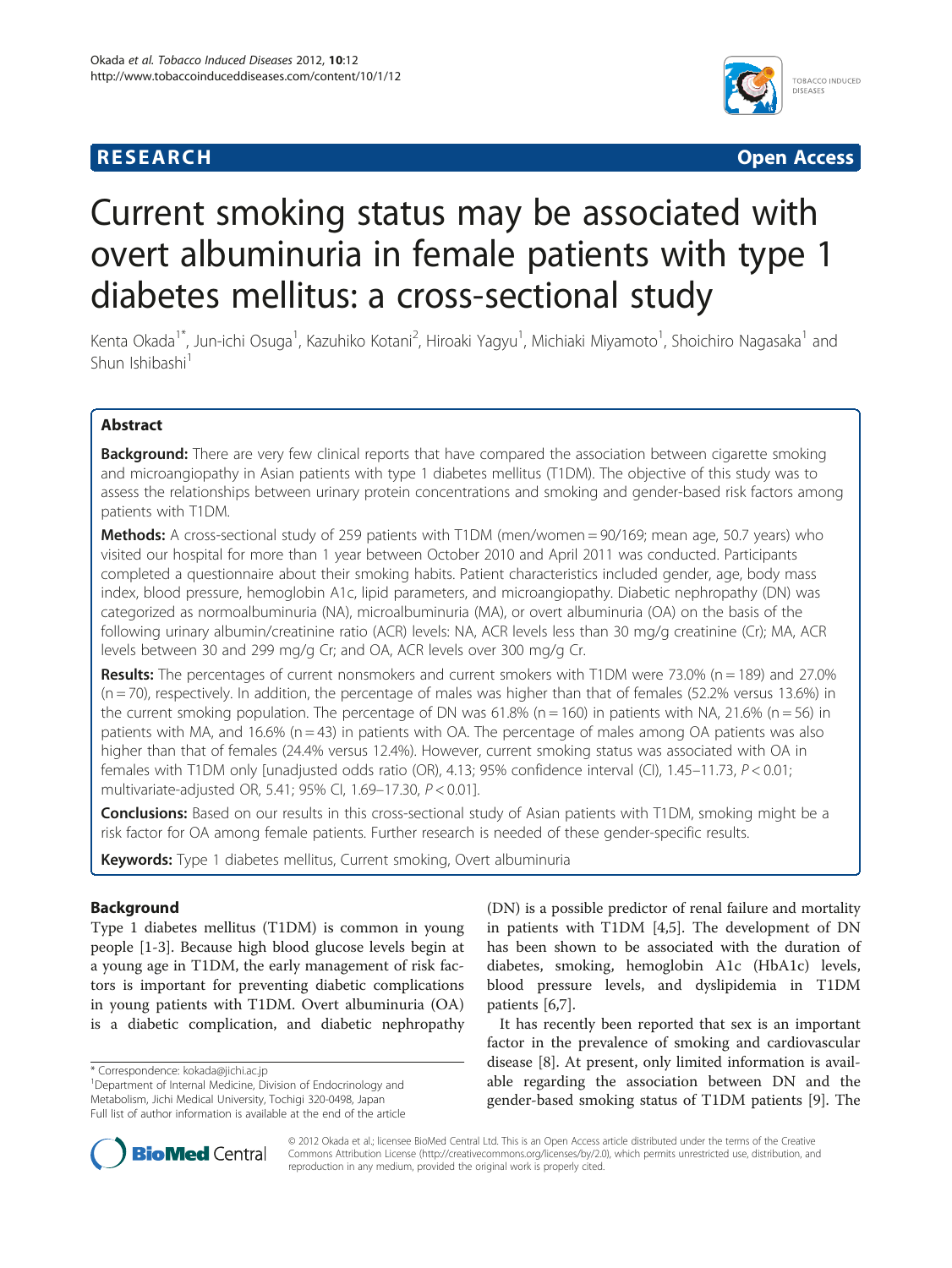**RESEARCH** **Open Access**

# Current smoking status may be associated with overt albuminuria in female patients with type 1 diabetes mellitus: a cross-sectional study

Kenta Okada[1*], Jun-ichi Osuga[1], Kazuhiko Kotani[2], Hiroaki Yagyu[1], Michiaki Miyamoto[1], Shoichiro Nagasaka[1] and Shun Ishibashi[1]

## Abstract

**Background:** There are very few clinical reports that have compared the association between cigarette smoking and microangiopathy in Asian patients with type 1 diabetes mellitus (T1DM). The objective of this study was to assess the relationships between urinary protein concentrations and smoking and gender-based risk factors among patients with T1DM.

**Methods:** A cross-sectional study of 259 patients with T1DM (men/women = 90/169; mean age, 50.7 years) who visited our hospital for more than 1 year between October 2010 and April 2011 was conducted. Participants completed a questionnaire about their smoking habits. Patient characteristics included gender, age, body mass index, blood pressure, hemoglobin A1c, lipid parameters, and microangiopathy. Diabetic nephropathy (DN) was categorized as normoalbuminuria (NA), microalbuminuria (MA), or overt albuminuria (OA) on the basis of the following urinary albumin/creatinine ratio (ACR) levels: NA, ACR levels less than 30 mg/g creatinine (Cr); MA, ACR levels between 30 and 299 mg/g Cr; and OA, ACR levels over 300 mg/g Cr.

**Results:** The percentages of current nonsmokers and current smokers with T1DM were 73.0% (n = 189) and 27.0% (n = 70), respectively. In addition, the percentage of males was higher than that of females (52.2% versus 13.6%) in the current smoking population. The percentage of DN was 61.8% (n = 160) in patients with NA, 21.6% (n = 56) in patients with MA, and 16.6% (n = 43) in patients with OA. The percentage of males among OA patients was also higher than that of females (24.4% versus 12.4%). However, current smoking status was associated with OA in females with T1DM only [unadjusted odds ratio (OR), 4.13; 95% confidence interval (CI), 1.45–11.73, $P < 0.01$; multivariate-adjusted OR, 5.41; 95% CI, 1.69–17.30, $P < 0.01$].

**Conclusions:** Based on our results in this cross-sectional study of Asian patients with T1DM, smoking might be a risk factor for OA among female patients. Further research is needed of these gender-specific results.

**Keywords:** Type 1 diabetes mellitus, Current smoking, Overt albuminuria

## Background

Type 1 diabetes mellitus (T1DM) is common in young people [1-3]. Because high blood glucose levels begin at a young age in T1DM, the early management of risk factors is important for preventing diabetic complications in young patients with T1DM. Overt albuminuria (OA) is a diabetic complication, and diabetic nephropathy (DN) is a possible predictor of renal failure and mortality in patients with T1DM [4,5]. The development of DN has been shown to be associated with the duration of diabetes, smoking, hemoglobin A1c (HbA1c) levels, blood pressure levels, and dyslipidemia in T1DM patients [6,7].

It has recently been reported that sex is an important factor in the prevalence of smoking and cardiovascular disease [8]. At present, only limited information is available regarding the association between DN and the gender-based smoking status of T1DM patients [9]. The

\* Correspondence: kokada@jichi.ac.jp

[1]Department of Internal Medicine, Division of Endocrinology and Metabolism, Jichi Medical University, Tochigi 320-0498, Japan

Full list of author information is available at the end of the article

© 2012 Okada et al.; licensee BioMed Central Ltd. This is an Open Access article distributed under the terms of the Creative Commons Attribution License (http://creativecommons.org/licenses/by/2.0), which permits unrestricted use, distribution, and reproduction in any medium, provided the original work is properly cited.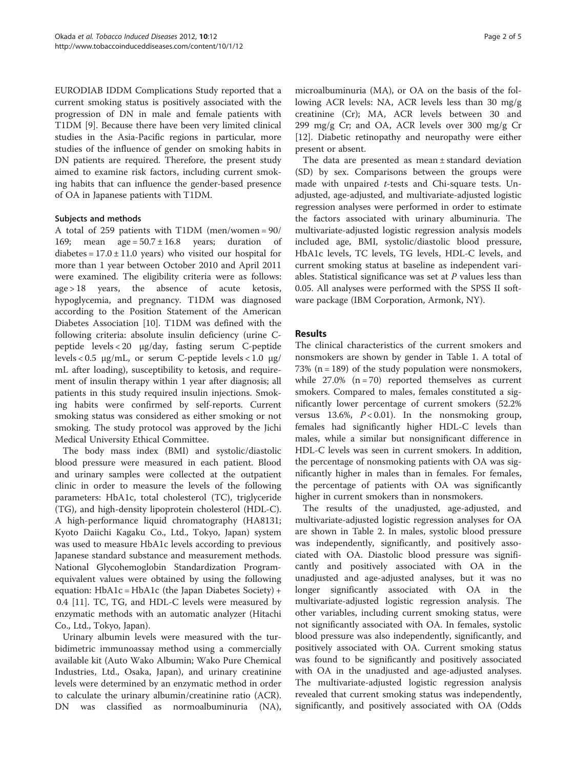EURODIAB IDDM Complications Study reported that a current smoking status is positively associated with the progression of DN in male and female patients with T1DM [9]. Because there have been very limited clinical studies in the Asia-Pacific regions in particular, more studies of the influence of gender on smoking habits in DN patients are required. Therefore, the present study aimed to examine risk factors, including current smoking habits that can influence the gender-based presence of OA in Japanese patients with T1DM.

## Subjects and methods

A total of 259 patients with T1DM (men/women = 90/169; mean age = 50.7 ± 16.8 years; duration of diabetes = 17.0 ± 11.0 years) who visited our hospital for more than 1 year between October 2010 and April 2011 were examined. The eligibility criteria were as follows: age > 18 years, the absence of acute ketosis, hypoglycemia, and pregnancy. T1DM was diagnosed according to the Position Statement of the American Diabetes Association [10]. T1DM was defined with the following criteria: absolute insulin deficiency (urine C-peptide levels < 20 μg/day, fasting serum C-peptide levels < 0.5 μg/mL, or serum C-peptide levels < 1.0 μg/mL after loading), susceptibility to ketosis, and requirement of insulin therapy within 1 year after diagnosis; all patients in this study required insulin injections. Smoking habits were confirmed by self-reports. Current smoking status was considered as either smoking or not smoking. The study protocol was approved by the Jichi Medical University Ethical Committee.

The body mass index (BMI) and systolic/diastolic blood pressure were measured in each patient. Blood and urinary samples were collected at the outpatient clinic in order to measure the levels of the following parameters: HbA1c, total cholesterol (TC), triglyceride (TG), and high-density lipoprotein cholesterol (HDL-C). A high-performance liquid chromatography (HA8131; Kyoto Daiichi Kagaku Co., Ltd., Tokyo, Japan) system was used to measure HbA1c levels according to previous Japanese standard substance and measurement methods. National Glycohemoglobin Standardization Program-equivalent values were obtained by using the following equation: HbA1c = HbA1c (the Japan Diabetes Society) + 0.4 [11]. TC, TG, and HDL-C levels were measured by enzymatic methods with an automatic analyzer (Hitachi Co., Ltd., Tokyo, Japan).

Urinary albumin levels were measured with the turbidimetric immunoassay method using a commercially available kit (Auto Wako Albumin; Wako Pure Chemical Industries, Ltd., Osaka, Japan), and urinary creatinine levels were determined by an enzymatic method in order to calculate the urinary albumin/creatinine ratio (ACR). DN was classified as normoalbuminuria (NA), microalbuminuria (MA), or OA on the basis of the following ACR levels: NA, ACR levels less than 30 mg/g creatinine (Cr); MA, ACR levels between 30 and 299 mg/g Cr; and OA, ACR levels over 300 mg/g Cr [12]. Diabetic retinopathy and neuropathy were either present or absent.

The data are presented as mean ± standard deviation (SD) by sex. Comparisons between the groups were made with unpaired *t*-tests and Chi-square tests. Unadjusted, age-adjusted, and multivariate-adjusted logistic regression analyses were performed in order to estimate the factors associated with urinary albuminuria. The multivariate-adjusted logistic regression analysis models included age, BMI, systolic/diastolic blood pressure, HbA1c levels, TC levels, TG levels, HDL-C levels, and current smoking status at baseline as independent variables. Statistical significance was set at *P* values less than 0.05. All analyses were performed with the SPSS II software package (IBM Corporation, Armonk, NY).

## Results

The clinical characteristics of the current smokers and nonsmokers are shown by gender in Table 1. A total of 73% (n = 189) of the study population were nonsmokers, while 27.0% (n = 70) reported themselves as current smokers. Compared to males, females constituted a significantly lower percentage of current smokers (52.2% versus 13.6%, $P < 0.01$). In the nonsmoking group, females had significantly higher HDL-C levels than males, while a similar but nonsignificant difference in HDL-C levels was seen in current smokers. In addition, the percentage of nonsmoking patients with OA was significantly higher in males than in females. For females, the percentage of patients with OA was significantly higher in current smokers than in nonsmokers.

The results of the unadjusted, age-adjusted, and multivariate-adjusted logistic regression analyses for OA are shown in Table 2. In males, systolic blood pressure was independently, significantly, and positively associated with OA. Diastolic blood pressure was significantly and positively associated with OA in the unadjusted and age-adjusted analyses, but it was no longer significantly associated with OA in the multivariate-adjusted logistic regression analysis. The other variables, including current smoking status, were not significantly associated with OA. In females, systolic blood pressure was also independently, significantly, and positively associated with OA. Current smoking status was found to be significantly and positively associated with OA in the unadjusted and age-adjusted analyses. The multivariate-adjusted logistic regression analysis revealed that current smoking status was independently, significantly, and positively associated with OA (Odds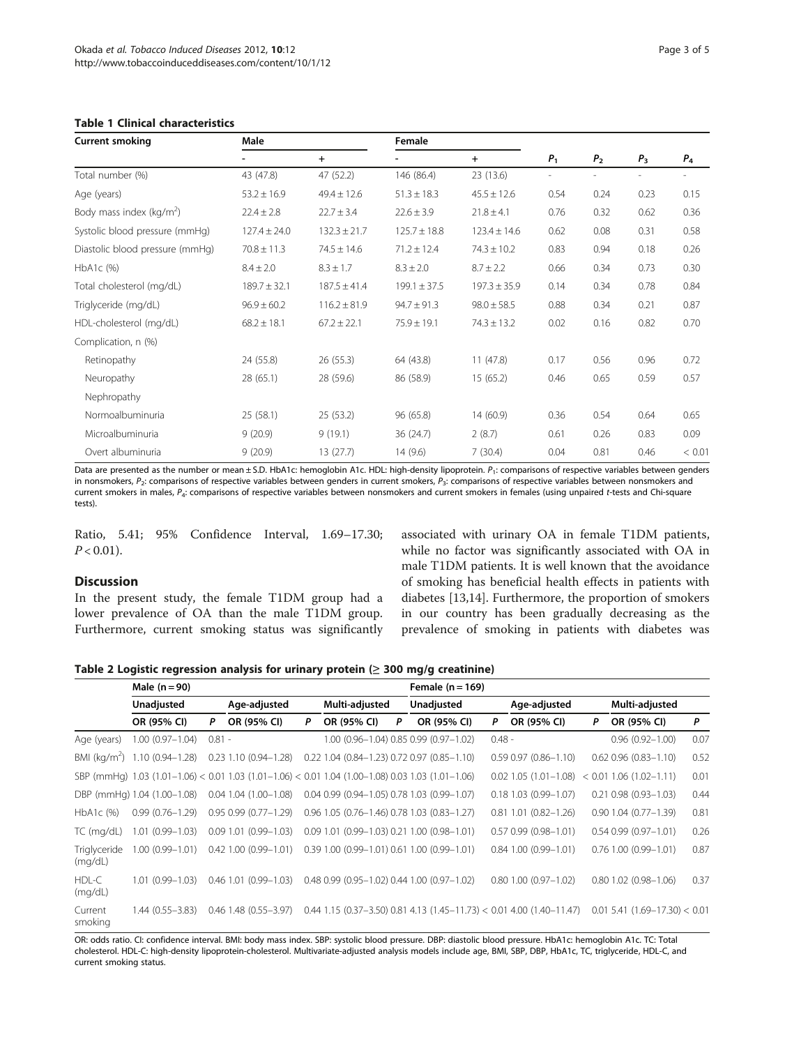**Table 1 Clinical characteristics**

| Current smoking | Male | | Female | | $P_1$ | $P_2$ | $P_3$ | $P_4$ |
|---|---|---|---|---|---|---|---|---|
| | - | + | - | + | | | | |
| Total number (%) | 43 (47.8) | 47 (52.2) | 146 (86.4) | 23 (13.6) | - | - | - | - |
| Age (years) | 53.2 ± 16.9 | 49.4 ± 12.6 | 51.3 ± 18.3 | 45.5 ± 12.6 | 0.54 | 0.24 | 0.23 | 0.15 |
| Body mass index (kg/m$^2$) | 22.4 ± 2.8 | 22.7 ± 3.4 | 22.6 ± 3.9 | 21.8 ± 4.1 | 0.76 | 0.32 | 0.62 | 0.36 |
| Systolic blood pressure (mmHg) | 127.4 ± 24.0 | 132.3 ± 21.7 | 125.7 ± 18.8 | 123.4 ± 14.6 | 0.62 | 0.08 | 0.31 | 0.58 |
| Diastolic blood pressure (mmHg) | 70.8 ± 11.3 | 74.5 ± 14.6 | 71.2 ± 12.4 | 74.3 ± 10.2 | 0.83 | 0.94 | 0.18 | 0.26 |
| HbA1c (%) | 8.4 ± 2.0 | 8.3 ± 1.7 | 8.3 ± 2.0 | 8.7 ± 2.2 | 0.66 | 0.34 | 0.73 | 0.30 |
| Total cholesterol (mg/dL) | 189.7 ± 32.1 | 187.5 ± 41.4 | 199.1 ± 37.5 | 197.3 ± 35.9 | 0.14 | 0.34 | 0.78 | 0.84 |
| Triglyceride (mg/dL) | 96.9 ± 60.2 | 116.2 ± 81.9 | 94.7 ± 91.3 | 98.0 ± 58.5 | 0.88 | 0.34 | 0.21 | 0.87 |
| HDL-cholesterol (mg/dL) | 68.2 ± 18.1 | 67.2 ± 22.1 | 75.9 ± 19.1 | 74.3 ± 13.2 | 0.02 | 0.16 | 0.82 | 0.70 |
| Complication, n (%) | | | | | | | | |
| Retinopathy | 24 (55.8) | 26 (55.3) | 64 (43.8) | 11 (47.8) | 0.17 | 0.56 | 0.96 | 0.72 |
| Neuropathy | 28 (65.1) | 28 (59.6) | 86 (58.9) | 15 (65.2) | 0.46 | 0.65 | 0.59 | 0.57 |
| Nephropathy | | | | | | | | |
| Normoalbuminuria | 25 (58.1) | 25 (53.2) | 96 (65.8) | 14 (60.9) | 0.36 | 0.54 | 0.64 | 0.65 |
| Microalbuminuria | 9 (20.9) | 9 (19.1) | 36 (24.7) | 2 (8.7) | 0.61 | 0.26 | 0.83 | 0.09 |
| Overt albuminuria | 9 (20.9) | 13 (27.7) | 14 (9.6) | 7 (30.4) | 0.04 | 0.81 | 0.46 | < 0.01 |

Data are presented as the number or mean ± S.D. HbA1c: hemoglobin A1c. HDL: high-density lipoprotein. $P_1$: comparisons of respective variables between genders in nonsmokers, $P_2$: comparisons of respective variables between genders in current smokers, $P_3$: comparisons of respective variables between nonsmokers and current smokers in males, $P_4$: comparisons of respective variables between nonsmokers and current smokers in females (using unpaired *t*-tests and Chi-square tests).

Ratio, 5.41; 95% Confidence Interval, 1.69–17.30; $P < 0.01$).

## Discussion

In the present study, the female T1DM group had a lower prevalence of OA than the male T1DM group. Furthermore, current smoking status was significantly associated with urinary OA in female T1DM patients, while no factor was significantly associated with OA in male T1DM patients. It is well known that the avoidance of smoking has beneficial health effects in patients with diabetes [13,14]. Furthermore, the proportion of smokers in our country has been gradually decreasing as the prevalence of smoking in patients with diabetes was

**Table 2 Logistic regression analysis for urinary protein (≥ 300 mg/g creatinine)**

| | Male (n = 90) | | | | | | Female (n = 169) | | | | | |
|---|---|---|---|---|---|---|---|---|---|---|---|---|
| | Unadjusted | | Age-adjusted | | Multi-adjusted | | Unadjusted | | Age-adjusted | | Multi-adjusted | |
| | OR (95% CI) | P | OR (95% CI) | P | OR (95% CI) | P | OR (95% CI) | P | OR (95% CI) | P | OR (95% CI) | P |
| Age (years) | 1.00 (0.97–1.04) | 0.81 | - | | 1.00 (0.96–1.04) | 0.85 | 0.99 (0.97–1.02) | 0.48 | - | | 0.96 (0.92–1.00) | 0.07 |
| BMI (kg/m$^2$) | 1.10 (0.94–1.28) | 0.23 | 1.10 (0.94–1.28) | 0.22 | 1.04 (0.84–1.23) | 0.72 | 0.97 (0.85–1.10) | 0.59 | 0.97 (0.86–1.10) | 0.62 | 0.96 (0.83–1.10) | 0.52 |
| SBP (mmHg) | 1.03 (1.01–1.06) | < 0.01 | 1.03 (1.01–1.06) | < 0.01 | 1.04 (1.00–1.08) | 0.03 | 1.03 (1.01–1.06) | 0.02 | 1.05 (1.01–1.08) | < 0.01 | 1.06 (1.02–1.11) | 0.01 |
| DBP (mmHg) | 1.04 (1.00–1.08) | 0.04 | 1.04 (1.00–1.08) | 0.04 | 0.99 (0.94–1.05) | 0.78 | 1.03 (0.99–1.07) | 0.18 | 1.03 (0.99–1.07) | 0.21 | 0.98 (0.93–1.03) | 0.44 |
| HbA1c (%) | 0.99 (0.76–1.29) | 0.95 | 0.99 (0.77–1.29) | 0.96 | 1.05 (0.76–1.46) | 0.78 | 1.03 (0.83–1.27) | 0.81 | 1.01 (0.82–1.26) | 0.90 | 1.04 (0.77–1.39) | 0.81 |
| TC (mg/dL) | 1.01 (0.99–1.03) | 0.09 | 1.01 (0.99–1.03) | 0.09 | 1.01 (0.99–1.03) | 0.21 | 1.00 (0.98–1.01) | 0.57 | 0.99 (0.98–1.01) | 0.54 | 0.99 (0.97–1.01) | 0.26 |
| Triglyceride (mg/dL) | 1.00 (0.99–1.01) | 0.42 | 1.00 (0.99–1.01) | 0.39 | 1.00 (0.99–1.01) | 0.61 | 1.00 (0.99–1.01) | 0.84 | 1.00 (0.99–1.01) | 0.76 | 1.00 (0.99–1.01) | 0.87 |
| HDL-C (mg/dL) | 1.01 (0.99–1.03) | 0.46 | 1.01 (0.99–1.03) | 0.48 | 0.99 (0.95–1.02) | 0.44 | 1.00 (0.97–1.02) | 0.80 | 1.00 (0.97–1.02) | 0.80 | 1.02 (0.98–1.06) | 0.37 |
| Current smoking | 1.44 (0.55–3.83) | 0.46 | 1.48 (0.55–3.97) | 0.44 | 1.15 (0.37–3.50) | 0.81 | 4.13 (1.45–11.73) | < 0.01 | 4.00 (1.40–11.47) | 0.01 | 5.41 (1.69–17.30) | < 0.01 |

OR: odds ratio. CI: confidence interval. BMI: body mass index. SBP: systolic blood pressure. DBP: diastolic blood pressure. HbA1c: hemoglobin A1c. TC: Total cholesterol. HDL-C: high-density lipoprotein-cholesterol. Multivariate-adjusted analysis models include age, BMI, SBP, DBP, HbA1c, TC, triglyceride, HDL-C, and current smoking status.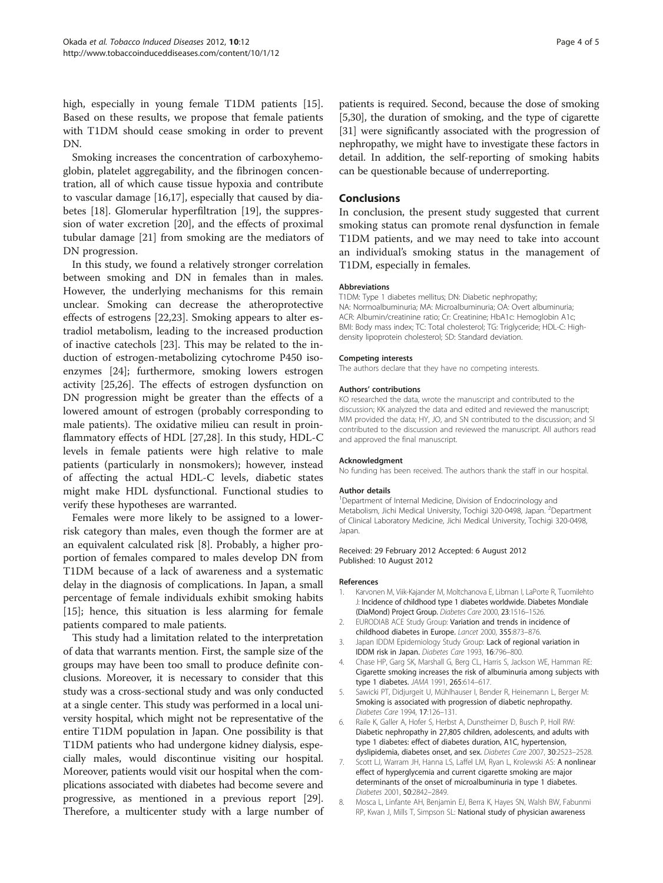high, especially in young female T1DM patients [15]. Based on these results, we propose that female patients with T1DM should cease smoking in order to prevent DN.

Smoking increases the concentration of carboxyhemoglobin, platelet aggregability, and the fibrinogen concentration, all of which cause tissue hypoxia and contribute to vascular damage [16,17], especially that caused by diabetes [18]. Glomerular hyperfiltration [19], the suppression of water excretion [20], and the effects of proximal tubular damage [21] from smoking are the mediators of DN progression.

In this study, we found a relatively stronger correlation between smoking and DN in females than in males. However, the underlying mechanisms for this remain unclear. Smoking can decrease the atheroprotective effects of estrogens [22,23]. Smoking appears to alter estradiol metabolism, leading to the increased production of inactive catechols [23]. This may be related to the induction of estrogen-metabolizing cytochrome P450 isoenzymes [24]; furthermore, smoking lowers estrogen activity [25,26]. The effects of estrogen dysfunction on DN progression might be greater than the effects of a lowered amount of estrogen (probably corresponding to male patients). The oxidative milieu can result in proinflammatory effects of HDL [27,28]. In this study, HDL-C levels in female patients were high relative to male patients (particularly in nonsmokers); however, instead of affecting the actual HDL-C levels, diabetic states might make HDL dysfunctional. Functional studies to verify these hypotheses are warranted.

Females were more likely to be assigned to a lower-risk category than males, even though the former are at an equivalent calculated risk [8]. Probably, a higher proportion of females compared to males develop DN from T1DM because of a lack of awareness and a systematic delay in the diagnosis of complications. In Japan, a small percentage of female individuals exhibit smoking habits [15]; hence, this situation is less alarming for female patients compared to male patients.

This study had a limitation related to the interpretation of data that warrants mention. First, the sample size of the groups may have been too small to produce definite conclusions. Moreover, it is necessary to consider that this study was a cross-sectional study and was only conducted at a single center. This study was performed in a local university hospital, which might not be representative of the entire T1DM population in Japan. One possibility is that T1DM patients who had undergone kidney dialysis, especially males, would discontinue visiting our hospital. Moreover, patients would visit our hospital when the complications associated with diabetes had become severe and progressive, as mentioned in a previous report [29]. Therefore, a multicenter study with a large number of patients is required. Second, because the dose of smoking [5,30], the duration of smoking, and the type of cigarette [31] were significantly associated with the progression of nephropathy, we might have to investigate these factors in detail. In addition, the self-reporting of smoking habits can be questionable because of underreporting.

## Conclusions

In conclusion, the present study suggested that current smoking status can promote renal dysfunction in female T1DM patients, and we may need to take into account an individual's smoking status in the management of T1DM, especially in females.

#### Abbreviations

T1DM: Type 1 diabetes mellitus; DN: Diabetic nephropathy; NA: Normoalbuminuria; MA: Microalbuminuria; OA: Overt albuminuria; ACR: Albumin/creatinine ratio; Cr: Creatinine; HbA1c: Hemoglobin A1c; BMI: Body mass index; TC: Total cholesterol; TG: Triglyceride; HDL-C: High-density lipoprotein cholesterol; SD: Standard deviation.

#### Competing interests

The authors declare that they have no competing interests.

#### Authors' contributions

KO researched the data, wrote the manuscript and contributed to the discussion; KK analyzed the data and edited and reviewed the manuscript; MM provided the data; HY, JO, and SN contributed to the discussion; and SI contributed to the discussion and reviewed the manuscript. All authors read and approved the final manuscript.

#### Acknowledgment

No funding has been received. The authors thank the staff in our hospital.

#### Author details

[1]Department of Internal Medicine, Division of Endocrinology and Metabolism, Jichi Medical University, Tochigi 320-0498, Japan. [2]Department of Clinical Laboratory Medicine, Jichi Medical University, Tochigi 320-0498, Japan.

Received: 29 February 2012 Accepted: 6 August 2012
Published: 10 August 2012

#### References

1. Karvonen M, Viik-Kajander M, Moltchanova E, Libman I, LaPorte R, Tuomilehto J: **Incidence of childhood type 1 diabetes worldwide. Diabetes Mondiale (DiaMond) Project Group.** *Diabetes Care* 2000, **23**:1516–1526.
2. EURODIAB ACE Study Group: **Variation and trends in incidence of childhood diabetes in Europe.** *Lancet* 2000, **355**:873–876.
3. Japan IDDM Epidemiology Study Group: **Lack of regional variation in IDDM risk in Japan.** *Diabetes Care* 1993, **16**:796–800.
4. Chase HP, Garg SK, Marshall G, Berg CL, Harris S, Jackson WE, Hamman RE: **Cigarette smoking increases the risk of albuminuria among subjects with type 1 diabetes.** *JAMA* 1991, **265**:614–617.
5. Sawicki PT, Didjurgeit U, Mühlhauser I, Bender R, Heinemann L, Berger M: **Smoking is associated with progression of diabetic nephropathy.** *Diabetes Care* 1994, **17**:126–131.
6. Raile K, Galler A, Hofer S, Herbst A, Dunstheimer D, Busch P, Holl RW: **Diabetic nephropathy in 27,805 children, adolescents, and adults with type 1 diabetes: effect of diabetes duration, A1C, hypertension, dyslipidemia, diabetes onset, and sex.** *Diabetes Care* 2007, **30**:2523–2528.
7. Scott LJ, Warram JH, Hanna LS, Laffel LM, Ryan L, Krolewski AS: **A nonlinear effect of hyperglycemia and current cigarette smoking are major determinants of the onset of microalbuminuria in type 1 diabetes.** *Diabetes* 2001, **50**:2842–2849.
8. Mosca L, Linfante AH, Benjamin EJ, Berra K, Hayes SN, Walsh BW, Fabunmi RP, Kwan J, Mills T, Simpson SL: **National study of physician awareness**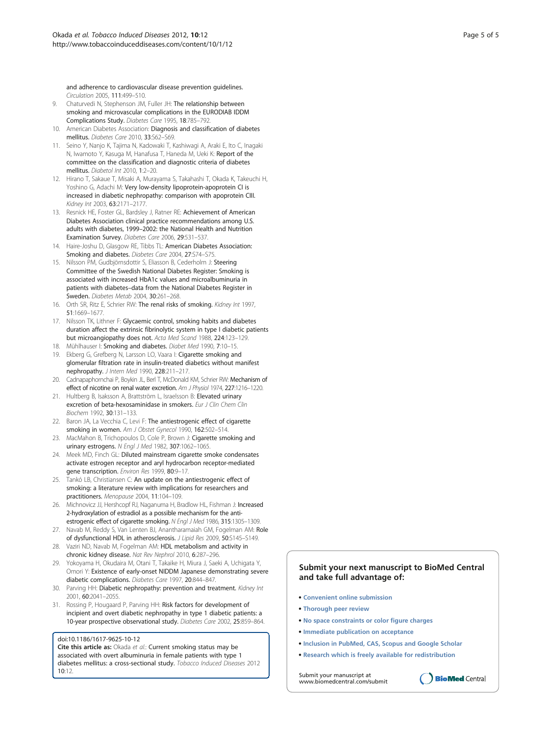and adherence to cardiovascular disease prevention guidelines. *Circulation* 2005, **111**:499–510.

9. Chaturvedi N, Stephenson JM, Fuller JH: **The relationship between smoking and microvascular complications in the EURODIAB IDDM Complications Study.** *Diabetes Care* 1995, **18**:785–792.
10. American Diabetes Association: **Diagnosis and classification of diabetes mellitus.** *Diabetes Care* 2010, **33**:S62–S69.
11. Seino Y, Nanjo K, Tajima N, Kadowaki T, Kashiwagi A, Araki E, Ito C, Inagaki N, Iwamoto Y, Kasuga M, Hanafusa T, Haneda M, Ueki K: **Report of the committee on the classification and diagnostic criteria of diabetes mellitus.** *Diabetol Int* 2010, **1**:2–20.
12. Hirano T, Sakaue T, Misaki A, Murayama S, Takahashi T, Okada K, Takeuchi H, Yoshino G, Adachi M: **Very low-density lipoprotein-apoprotein CI is increased in diabetic nephropathy: comparison with apoprotein CIII.** *Kidney Int* 2003, **63**:2171–2177.
13. Resnick HE, Foster GL, Bardsley J, Ratner RE: **Achievement of American Diabetes Association clinical practice recommendations among U.S. adults with diabetes, 1999–2002: the National Health and Nutrition Examination Survey.** *Diabetes Care* 2006, **29**:531–537.
14. Haire-Joshu D, Glasgow RE, Tibbs TL: **American Diabetes Association: Smoking and diabetes.** *Diabetes Care* 2004, **27**:S74–S75.
15. Nilsson PM, Gudbjörnsdottir S, Eliasson B, Cederholm J: **Steering Committee of the Swedish National Diabetes Register: Smoking is associated with increased HbA1c values and microalbuminuria in patients with diabetes–data from the National Diabetes Register in Sweden.** *Diabetes Metab* 2004, **30**:261–268.
16. Orth SR, Ritz E, Schrier RW: **The renal risks of smoking.** *Kidney Int* 1997, **51**:1669–1677.
17. Nilsson TK, Lithner F: **Glycaemic control, smoking habits and diabetes duration affect the extrinsic fibrinolytic system in type I diabetic patients but microangiopathy does not.** *Acta Med Scand* 1988, **224**:123–129.
18. Mühlhauser I: **Smoking and diabetes.** *Diabet Med* 1990, **7**:10–15.
19. Ekberg G, Grefberg N, Larsson LO, Vaara I: **Cigarette smoking and glomerular filtration rate in insulin-treated diabetics without manifest nephropathy.** *J Intern Med* 1990, **228**:211–217.
20. Cadnapaphornchai P, Boykin JL, Berl T, McDonald KM, Schrier RW: **Mechanism of effect of nicotine on renal water excretion.** *Am J Physiol* 1974, **227**:1216–1220.
21. Hultberg B, Isaksson A, Brattström L, Israelsson B: **Elevated urinary excretion of beta-hexosaminidase in smokers.** *Eur J Clin Chem Clin Biochem* 1992, **30**:131–133.
22. Baron JA, La Vecchia C, Levi F: **The antiestrogenic effect of cigarette smoking in women.** *Am J Obstet Gynecol* 1990, **162**:502–514.
23. MacMahon B, Trichopoulos D, Cole P, Brown J: **Cigarette smoking and urinary estrogens.** *N Engl J Med* 1982, **307**:1062–1065.
24. Meek MD, Finch GL: **Diluted mainstream cigarette smoke condensates activate estrogen receptor and aryl hydrocarbon receptor-mediated gene transcription.** *Environ Res* 1999, **80**:9–17.
25. Tankó LB, Christiansen C: **An update on the antiestrogenic effect of smoking: a literature review with implications for researchers and practitioners.** *Menopause* 2004, **11**:104–109.
26. Michnovicz JJ, Hershcopf RJ, Naganuma H, Bradlow HL, Fishman J: **Increased 2-hydroxylation of estradiol as a possible mechanism for the anti-estrogenic effect of cigarette smoking.** *N Engl J Med* 1986, **315**:1305–1309.
27. Navab M, Reddy S, Van Lenten BJ, Anantharamaiah GM, Fogelman AM: **Role of dysfunctional HDL in atherosclerosis.** *J Lipid Res* 2009, **50**:S145–S149.
28. Vaziri ND, Navab M, Fogelman AM: **HDL metabolism and activity in chronic kidney disease.** *Nat Rev Nephrol* 2010, **6**:287–296.
29. Yokoyama H, Okudaira M, Otani T, Takaike H, Miura J, Saeki A, Uchigata Y, Omori Y: **Existence of early-onset NIDDM Japanese demonstrating severe diabetic complications.** *Diabetes Care* 1997, **20**:844–847.
30. Parving HH: **Diabetic nephropathy: prevention and treatment.** *Kidney Int* 2001, **60**:2041–2055.
31. Rossing P, Hougaard P, Parving HH: **Risk factors for development of incipient and overt diabetic nephropathy in type 1 diabetic patients: a 10-year prospective observational study.** *Diabetes Care* 2002, **25**:859–864.

doi:10.1186/1617-9625-10-12

**Cite this article as:** Okada *et al.*: Current smoking status may be associated with overt albuminuria in female patients with type 1 diabetes mellitus: a cross-sectional study. *Tobacco Induced Diseases* 2012 **10**:12.

**Submit your next manuscript to BioMed Central and take full advantage of:**

- Convenient online submission
- Thorough peer review
- No space constraints or color figure charges
- Immediate publication on acceptance
- Inclusion in PubMed, CAS, Scopus and Google Scholar
- Research which is freely available for redistribution

Submit your manuscript at www.biomedcentral.com/submit

BioMed Central